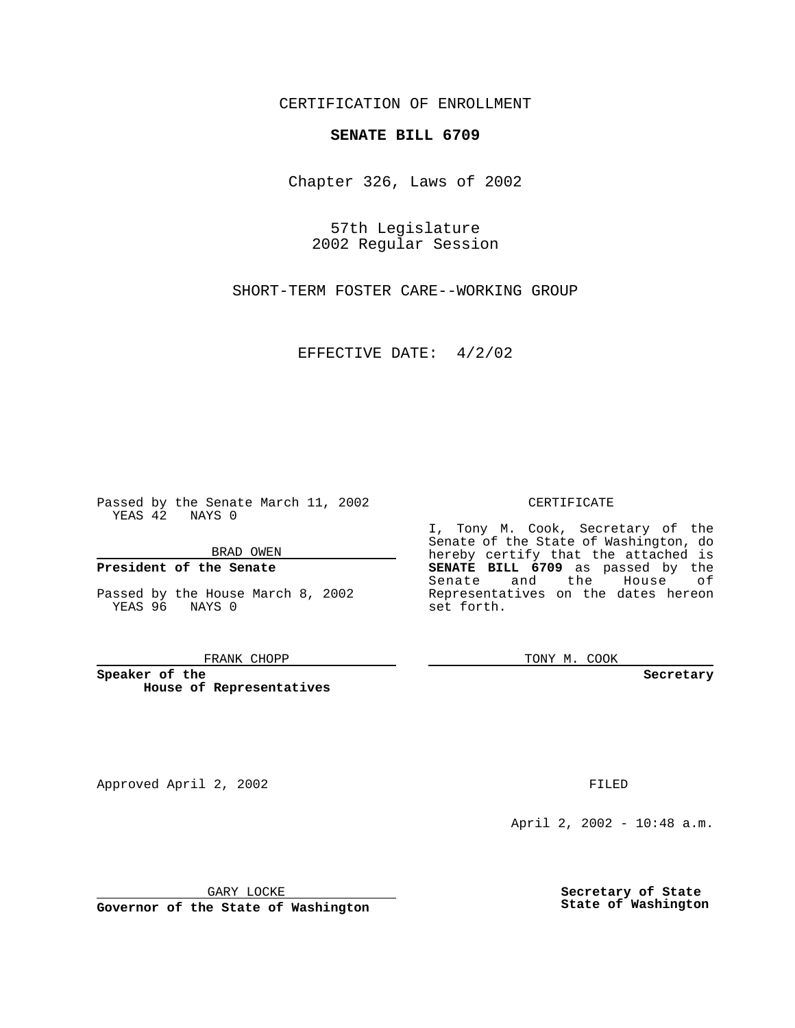CERTIFICATION OF ENROLLMENT

**SENATE BILL 6709**

Chapter 326, Laws of 2002

57th Legislature
2002 Regular Session

SHORT-TERM FOSTER CARE--WORKING GROUP

EFFECTIVE DATE: 4/2/02

Passed by the Senate March 11, 2002
YEAS 42 NAYS 0

BRAD OWEN

**President of the Senate**

Passed by the House March 8, 2002
YEAS 96 NAYS 0

FRANK CHOPP

**Speaker of the House of Representatives**

CERTIFICATE

I, Tony M. Cook, Secretary of the Senate of the State of Washington, do hereby certify that the attached is **SENATE BILL 6709** as passed by the Senate and the House of Representatives on the dates hereon set forth.

TONY M. COOK

**Secretary**

Approved April 2, 2002

FILED

April 2, 2002 - 10:48 a.m.

GARY LOCKE

**Governor of the State of Washington**

**Secretary of State**
**State of Washington**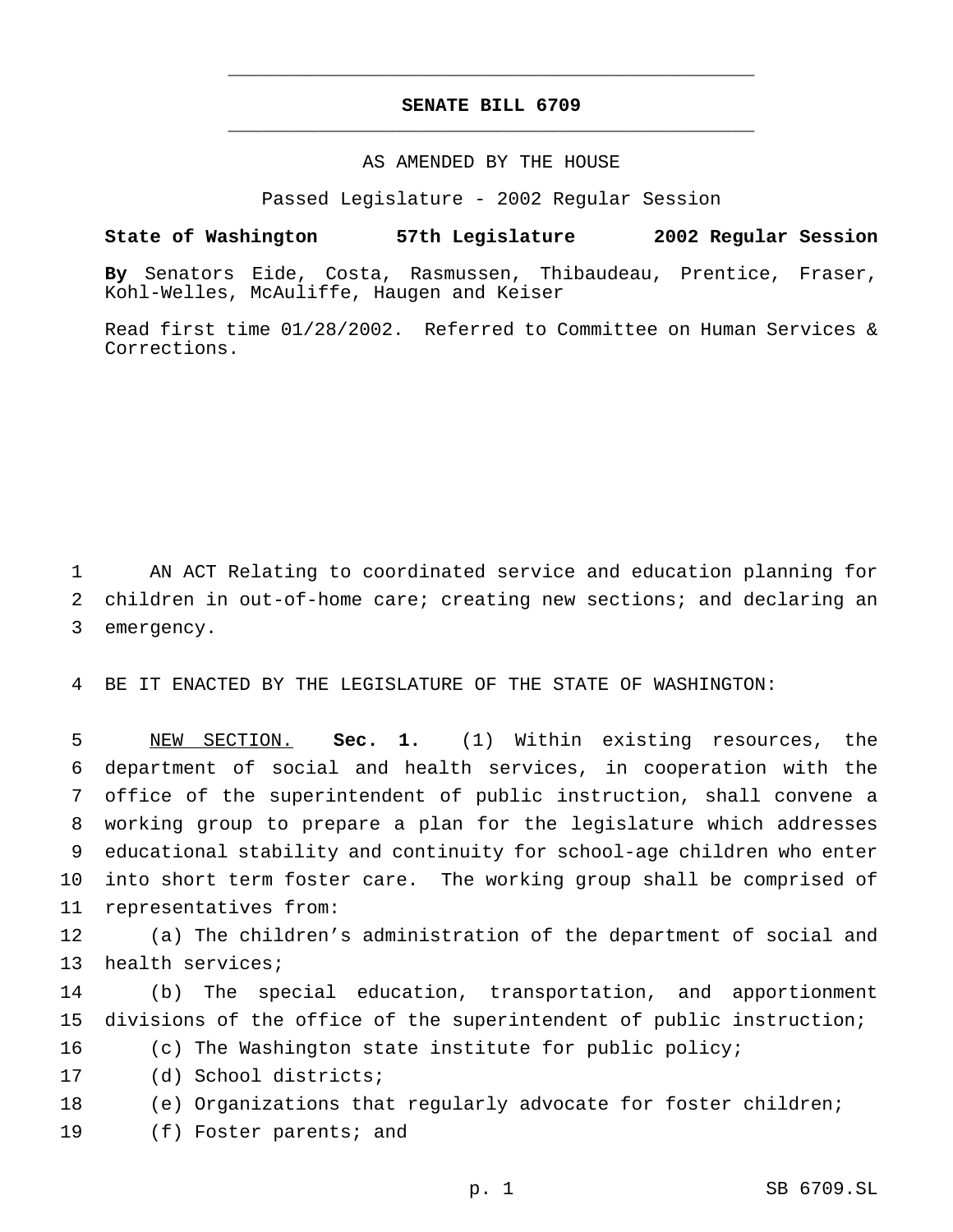# SENATE BILL 6709

AS AMENDED BY THE HOUSE

Passed Legislature - 2002 Regular Session

**State of Washington 57th Legislature 2002 Regular Session**

**By** Senators Eide, Costa, Rasmussen, Thibaudeau, Prentice, Fraser, Kohl-Welles, McAuliffe, Haugen and Keiser

Read first time 01/28/2002. Referred to Committee on Human Services & Corrections.

AN ACT Relating to coordinated service and education planning for children in out-of-home care; creating new sections; and declaring an emergency.

BE IT ENACTED BY THE LEGISLATURE OF THE STATE OF WASHINGTON:

NEW SECTION. **Sec. 1.** (1) Within existing resources, the department of social and health services, in cooperation with the office of the superintendent of public instruction, shall convene a working group to prepare a plan for the legislature which addresses educational stability and continuity for school-age children who enter into short term foster care. The working group shall be comprised of representatives from:

(a) The children's administration of the department of social and health services;

(b) The special education, transportation, and apportionment divisions of the office of the superintendent of public instruction;

(c) The Washington state institute for public policy;

(d) School districts;

(e) Organizations that regularly advocate for foster children;

(f) Foster parents; and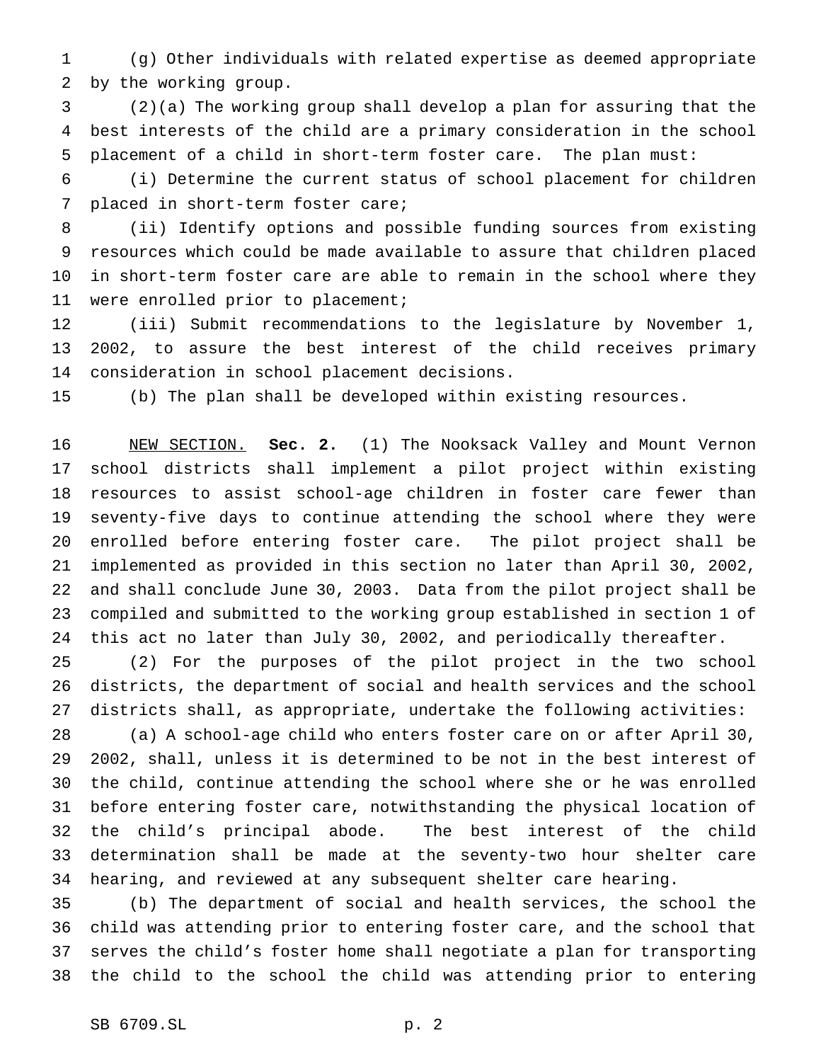(g) Other individuals with related expertise as deemed appropriate by the working group.

(2)(a) The working group shall develop a plan for assuring that the best interests of the child are a primary consideration in the school placement of a child in short-term foster care. The plan must:

(i) Determine the current status of school placement for children placed in short-term foster care;

(ii) Identify options and possible funding sources from existing resources which could be made available to assure that children placed in short-term foster care are able to remain in the school where they were enrolled prior to placement;

(iii) Submit recommendations to the legislature by November 1, 2002, to assure the best interest of the child receives primary consideration in school placement decisions.

(b) The plan shall be developed within existing resources.

NEW SECTION. **Sec. 2.** (1) The Nooksack Valley and Mount Vernon school districts shall implement a pilot project within existing resources to assist school-age children in foster care fewer than seventy-five days to continue attending the school where they were enrolled before entering foster care. The pilot project shall be implemented as provided in this section no later than April 30, 2002, and shall conclude June 30, 2003. Data from the pilot project shall be compiled and submitted to the working group established in section 1 of this act no later than July 30, 2002, and periodically thereafter.

(2) For the purposes of the pilot project in the two school districts, the department of social and health services and the school districts shall, as appropriate, undertake the following activities:

(a) A school-age child who enters foster care on or after April 30, 2002, shall, unless it is determined to be not in the best interest of the child, continue attending the school where she or he was enrolled before entering foster care, notwithstanding the physical location of the child's principal abode. The best interest of the child determination shall be made at the seventy-two hour shelter care hearing, and reviewed at any subsequent shelter care hearing.

(b) The department of social and health services, the school the child was attending prior to entering foster care, and the school that serves the child's foster home shall negotiate a plan for transporting the child to the school the child was attending prior to entering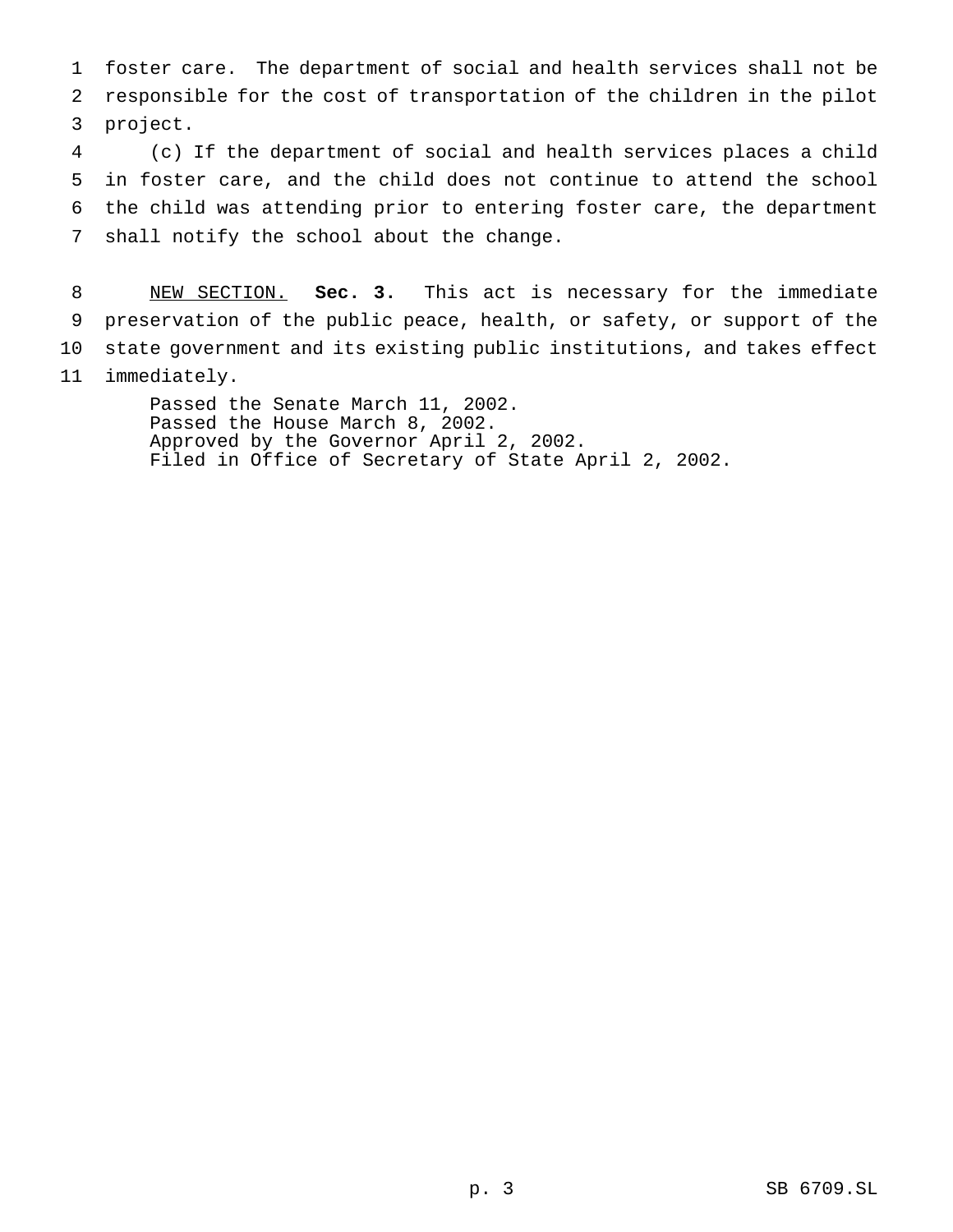foster care. The department of social and health services shall not be responsible for the cost of transportation of the children in the pilot project.

(c) If the department of social and health services places a child in foster care, and the child does not continue to attend the school the child was attending prior to entering foster care, the department shall notify the school about the change.

NEW SECTION. **Sec. 3.** This act is necessary for the immediate preservation of the public peace, health, or safety, or support of the state government and its existing public institutions, and takes effect immediately.

Passed the Senate March 11, 2002.
Passed the House March 8, 2002.
Approved by the Governor April 2, 2002.
Filed in Office of Secretary of State April 2, 2002.